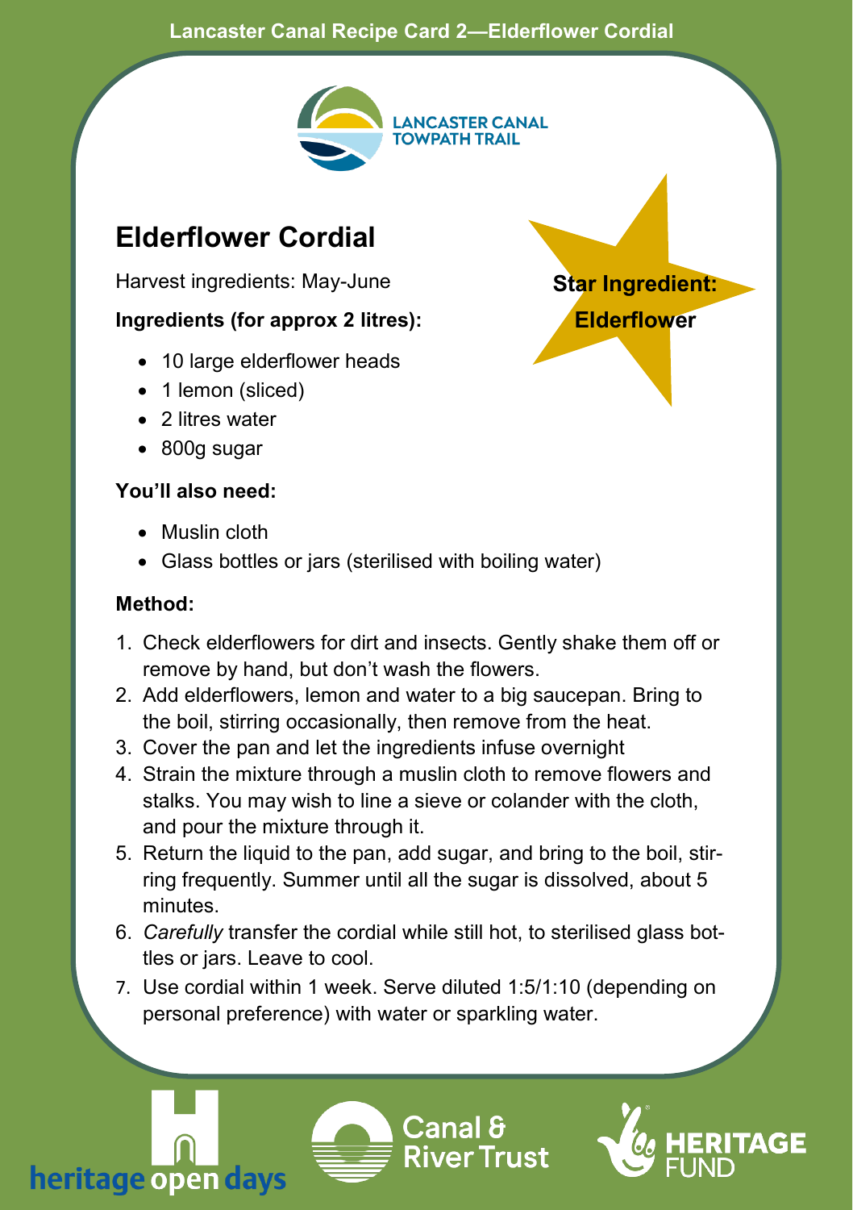Lancaster Canal Recipe Card 2—Elderflower Cordial

LANCASTER CANAL
TOWPATH TRAIL

# Elderflower Cordial

**Star Ingredient: Elderflower**

Harvest ingredients: May-June

**Ingredients (for approx 2 litres):**

- 10 large elderflower heads
- 1 lemon (sliced)
- 2 litres water
- 800g sugar

**You'll also need:**

- Muslin cloth
- Glass bottles or jars (sterilised with boiling water)

**Method:**

1. Check elderflowers for dirt and insects. Gently shake them off or remove by hand, but don't wash the flowers.
2. Add elderflowers, lemon and water to a big saucepan. Bring to the boil, stirring occasionally, then remove from the heat.
3. Cover the pan and let the ingredients infuse overnight
4. Strain the mixture through a muslin cloth to remove flowers and stalks. You may wish to line a sieve or colander with the cloth, and pour the mixture through it.
5. Return the liquid to the pan, add sugar, and bring to the boil, stirring frequently. Summer until all the sugar is dissolved, about 5 minutes.
6. *Carefully* transfer the cordial while still hot, to sterilised glass bottles or jars. Leave to cool.
7. Use cordial within 1 week. Serve diluted 1:5/1:10 (depending on personal preference) with water or sparkling water.

heritage open days | Canal & River Trust | HERITAGE FUND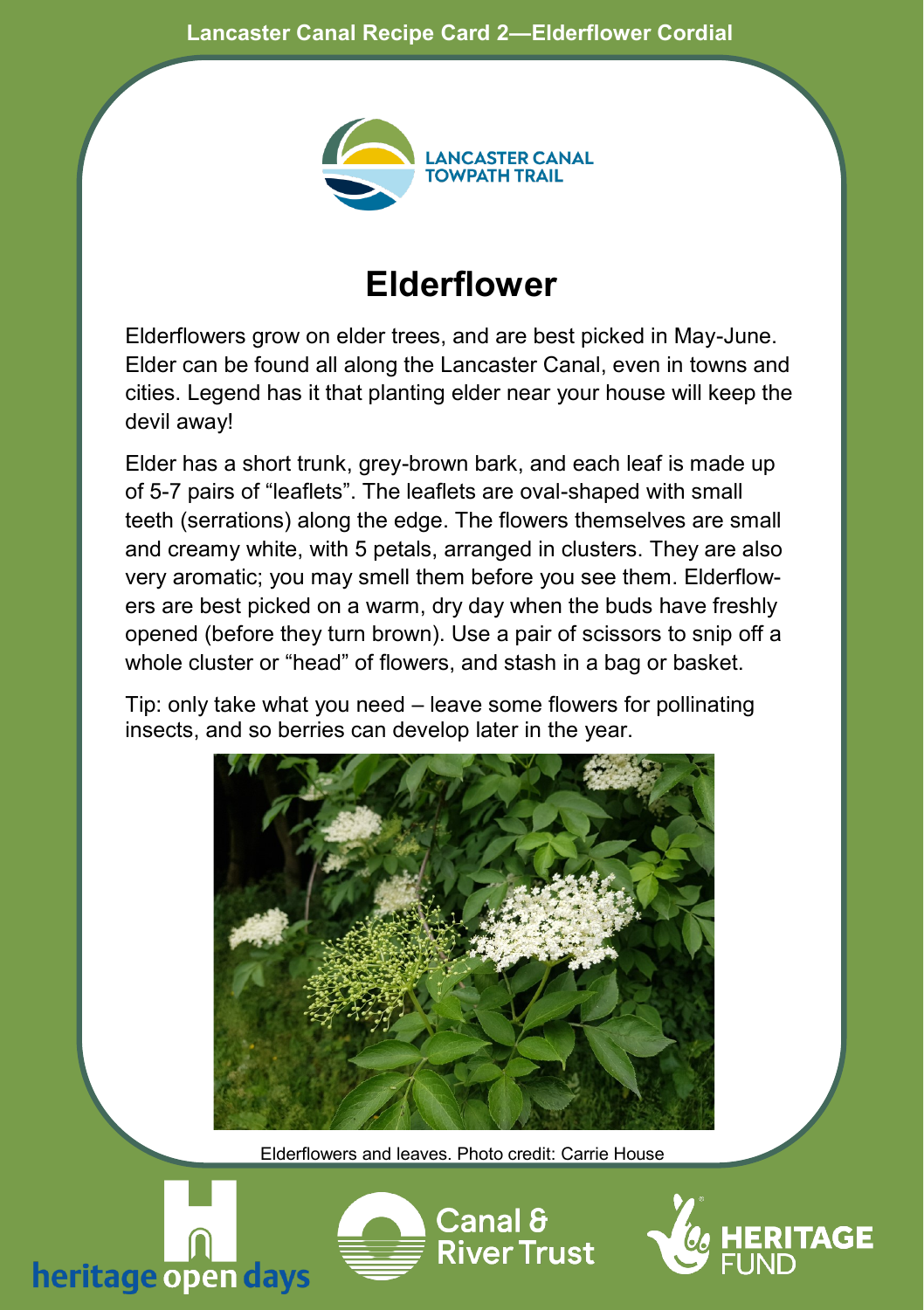Lancaster Canal Recipe Card 2—Elderflower Cordial

LANCASTER CANAL TOWPATH TRAIL

# Elderflower

Elderflowers grow on elder trees, and are best picked in May-June. Elder can be found all along the Lancaster Canal, even in towns and cities. Legend has it that planting elder near your house will keep the devil away!

Elder has a short trunk, grey-brown bark, and each leaf is made up of 5-7 pairs of "leaflets". The leaflets are oval-shaped with small teeth (serrations) along the edge. The flowers themselves are small and creamy white, with 5 petals, arranged in clusters. They are also very aromatic; you may smell them before you see them. Elderflowers are best picked on a warm, dry day when the buds have freshly opened (before they turn brown). Use a pair of scissors to snip off a whole cluster or "head" of flowers, and stash in a bag or basket.

Tip: only take what you need – leave some flowers for pollinating insects, and so berries can develop later in the year.

Elderflowers and leaves. Photo credit: Carrie House

heritage open days

Canal & River Trust

HERITAGE FUND